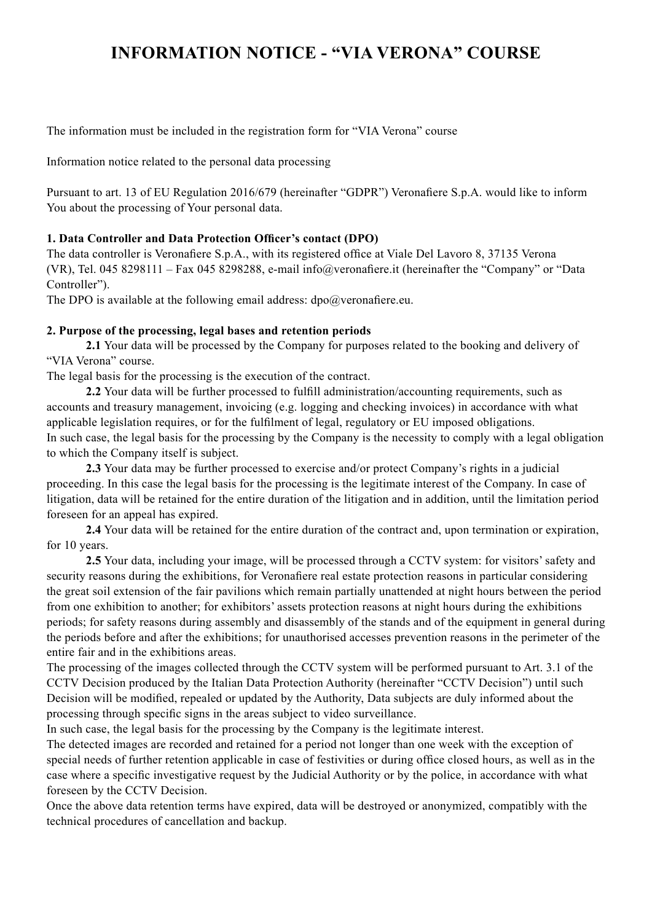# INFORMATION NOTICE - "VIA VERONA" COURSE

The information must be included in the registration form for "VIA Verona" course

Information notice related to the personal data processing

Pursuant to art. 13 of EU Regulation 2016/679 (hereinafter "GDPR") Veronafiere S.p.A. would like to inform You about the processing of Your personal data.

**1. Data Controller and Data Protection Officer's contact (DPO)**
The data controller is Veronafiere S.p.A., with its registered office at Viale Del Lavoro 8, 37135 Verona (VR), Tel. 045 8298111 – Fax 045 8298288, e-mail info@veronafiere.it (hereinafter the "Company" or "Data Controller").
The DPO is available at the following email address: dpo@veronafiere.eu.

**2. Purpose of the processing, legal bases and retention periods**

**2.1** Your data will be processed by the Company for purposes related to the booking and delivery of "VIA Verona" course.
The legal basis for the processing is the execution of the contract.

**2.2** Your data will be further processed to fulfill administration/accounting requirements, such as accounts and treasury management, invoicing (e.g. logging and checking invoices) in accordance with what applicable legislation requires, or for the fulfilment of legal, regulatory or EU imposed obligations.
In such case, the legal basis for the processing by the Company is the necessity to comply with a legal obligation to which the Company itself is subject.

**2.3** Your data may be further processed to exercise and/or protect Company's rights in a judicial proceeding. In this case the legal basis for the processing is the legitimate interest of the Company. In case of litigation, data will be retained for the entire duration of the litigation and in addition, until the limitation period foreseen for an appeal has expired.

**2.4** Your data will be retained for the entire duration of the contract and, upon termination or expiration, for 10 years.

**2.5** Your data, including your image, will be processed through a CCTV system: for visitors' safety and security reasons during the exhibitions, for Veronafiere real estate protection reasons in particular considering the great soil extension of the fair pavilions which remain partially unattended at night hours between the period from one exhibition to another; for exhibitors' assets protection reasons at night hours during the exhibitions periods; for safety reasons during assembly and disassembly of the stands and of the equipment in general during the periods before and after the exhibitions; for unauthorised accesses prevention reasons in the perimeter of the entire fair and in the exhibitions areas.
The processing of the images collected through the CCTV system will be performed pursuant to Art. 3.1 of the CCTV Decision produced by the Italian Data Protection Authority (hereinafter "CCTV Decision") until such Decision will be modified, repealed or updated by the Authority, Data subjects are duly informed about the processing through specific signs in the areas subject to video surveillance.
In such case, the legal basis for the processing by the Company is the legitimate interest.
The detected images are recorded and retained for a period not longer than one week with the exception of special needs of further retention applicable in case of festivities or during office closed hours, as well as in the case where a specific investigative request by the Judicial Authority or by the police, in accordance with what foreseen by the CCTV Decision.
Once the above data retention terms have expired, data will be destroyed or anonymized, compatibly with the technical procedures of cancellation and backup.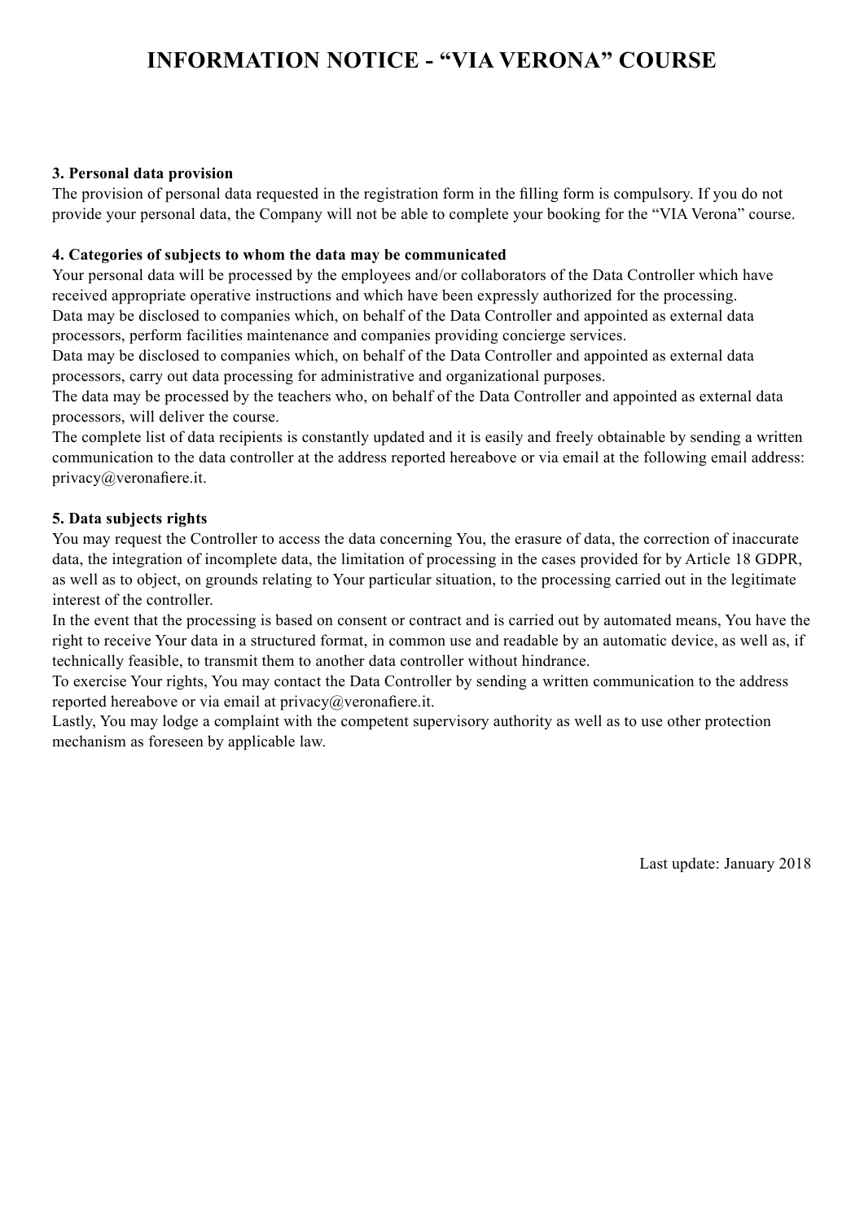# INFORMATION NOTICE - “VIA VERONA” COURSE

**3. Personal data provision**

The provision of personal data requested in the registration form in the filling form is compulsory. If you do not provide your personal data, the Company will not be able to complete your booking for the “VIA Verona” course.

**4. Categories of subjects to whom the data may be communicated**

Your personal data will be processed by the employees and/or collaborators of the Data Controller which have received appropriate operative instructions and which have been expressly authorized for the processing.
Data may be disclosed to companies which, on behalf of the Data Controller and appointed as external data processors, perform facilities maintenance and companies providing concierge services.
Data may be disclosed to companies which, on behalf of the Data Controller and appointed as external data processors, carry out data processing for administrative and organizational purposes.
The data may be processed by the teachers who, on behalf of the Data Controller and appointed as external data processors, will deliver the course.
The complete list of data recipients is constantly updated and it is easily and freely obtainable by sending a written communication to the data controller at the address reported hereabove or via email at the following email address: privacy@veronafiere.it.

**5. Data subjects rights**

You may request the Controller to access the data concerning You, the erasure of data, the correction of inaccurate data, the integration of incomplete data, the limitation of processing in the cases provided for by Article 18 GDPR, as well as to object, on grounds relating to Your particular situation, to the processing carried out in the legitimate interest of the controller.
In the event that the processing is based on consent or contract and is carried out by automated means, You have the right to receive Your data in a structured format, in common use and readable by an automatic device, as well as, if technically feasible, to transmit them to another data controller without hindrance.
To exercise Your rights, You may contact the Data Controller by sending a written communication to the address reported hereabove or via email at privacy@veronafiere.it.
Lastly, You may lodge a complaint with the competent supervisory authority as well as to use other protection mechanism as foreseen by applicable law.

Last update: January 2018